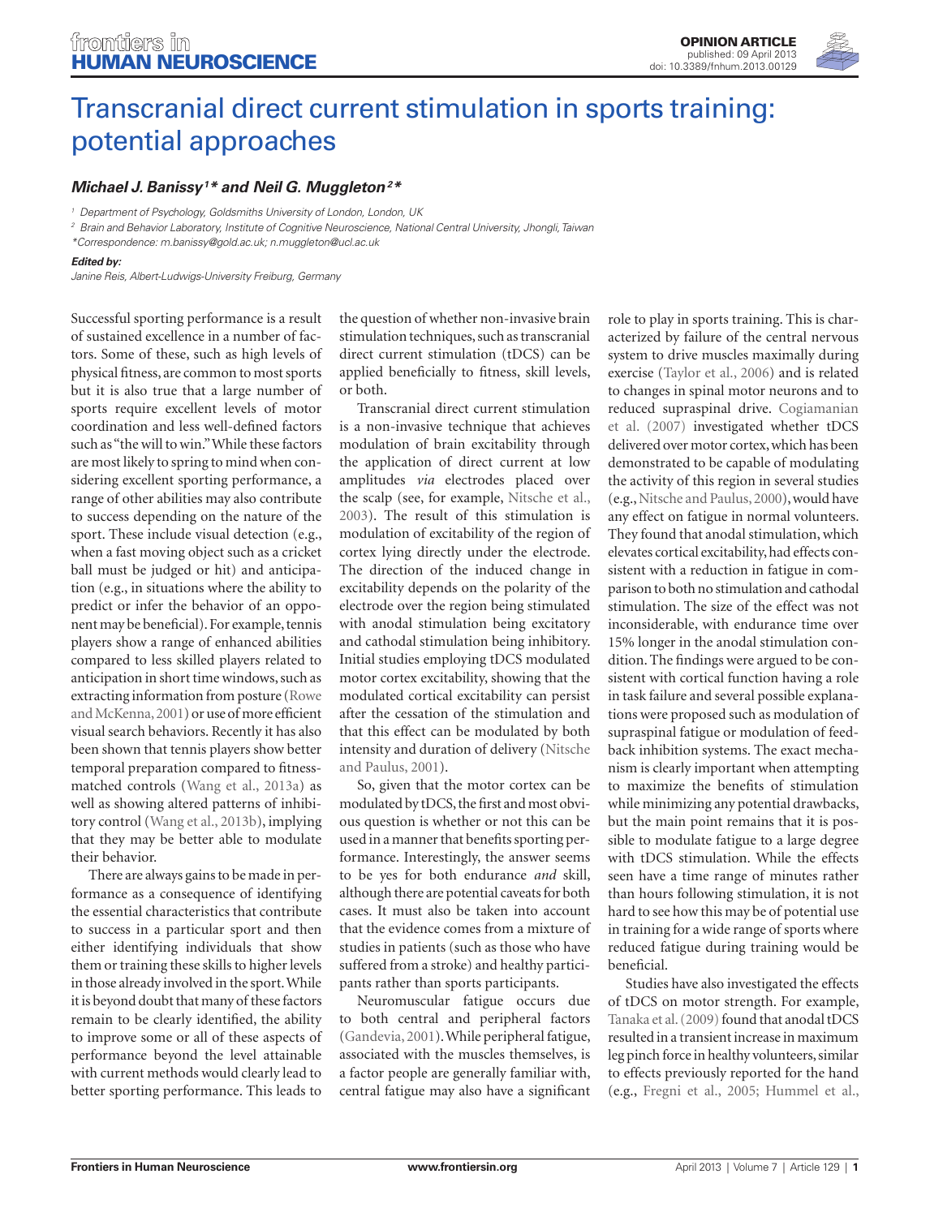# Transcranial direct current stimulation in sports training: potential approaches

***Michael J. Banissy[1]* and Neil G. Muggleton[2]****

[1] Department of Psychology, Goldsmiths University of London, London, UK

[2] Brain and Behavior Laboratory, Institute of Cognitive Neuroscience, National Central University, Jhongli, Taiwan

*Correspondence: m.banissy@gold.ac.uk; n.muggleton@ucl.ac.uk

***Edited by:***

*Janine Reis, Albert-Ludwigs-University Freiburg, Germany*

Successful sporting performance is a result of sustained excellence in a number of factors. Some of these, such as high levels of physical fitness, are common to most sports but it is also true that a large number of sports require excellent levels of motor coordination and less well-defined factors such as "the will to win." While these factors are most likely to spring to mind when considering excellent sporting performance, a range of other abilities may also contribute to success depending on the nature of the sport. These include visual detection (e.g., when a fast moving object such as a cricket ball must be judged or hit) and anticipation (e.g., in situations where the ability to predict or infer the behavior of an opponent may be beneficial). For example, tennis players show a range of enhanced abilities compared to less skilled players related to anticipation in short time windows, such as extracting information from posture (Rowe and McKenna, 2001) or use of more efficient visual search behaviors. Recently it has also been shown that tennis players show better temporal preparation compared to fitness-matched controls (Wang et al., 2013a) as well as showing altered patterns of inhibitory control (Wang et al., 2013b), implying that they may be better able to modulate their behavior.

There are always gains to be made in performance as a consequence of identifying the essential characteristics that contribute to success in a particular sport and then either identifying individuals that show them or training these skills to higher levels in those already involved in the sport. While it is beyond doubt that many of these factors remain to be clearly identified, the ability to improve some or all of these aspects of performance beyond the level attainable with current methods would clearly lead to better sporting performance. This leads to the question of whether non-invasive brain stimulation techniques, such as transcranial direct current stimulation (tDCS) can be applied beneficially to fitness, skill levels, or both.

Transcranial direct current stimulation is a non-invasive technique that achieves modulation of brain excitability through the application of direct current at low amplitudes *via* electrodes placed over the scalp (see, for example, Nitsche et al., 2003). The result of this stimulation is modulation of excitability of the region of cortex lying directly under the electrode. The direction of the induced change in excitability depends on the polarity of the electrode over the region being stimulated with anodal stimulation being excitatory and cathodal stimulation being inhibitory. Initial studies employing tDCS modulated motor cortex excitability, showing that the modulated cortical excitability can persist after the cessation of the stimulation and that this effect can be modulated by both intensity and duration of delivery (Nitsche and Paulus, 2001).

So, given that the motor cortex can be modulated by tDCS, the first and most obvious question is whether or not this can be used in a manner that benefits sporting performance. Interestingly, the answer seems to be yes for both endurance *and* skill, although there are potential caveats for both cases. It must also be taken into account that the evidence comes from a mixture of studies in patients (such as those who have suffered from a stroke) and healthy participants rather than sports participants.

Neuromuscular fatigue occurs due to both central and peripheral factors (Gandevia, 2001). While peripheral fatigue, associated with the muscles themselves, is a factor people are generally familiar with, central fatigue may also have a significant role to play in sports training. This is characterized by failure of the central nervous system to drive muscles maximally during exercise (Taylor et al., 2006) and is related to changes in spinal motor neurons and to reduced supraspinal drive. Cogiamanian et al. (2007) investigated whether tDCS delivered over motor cortex, which has been demonstrated to be capable of modulating the activity of this region in several studies (e.g., Nitsche and Paulus, 2000), would have any effect on fatigue in normal volunteers. They found that anodal stimulation, which elevates cortical excitability, had effects consistent with a reduction in fatigue in comparison to both no stimulation and cathodal stimulation. The size of the effect was not inconsiderable, with endurance time over 15% longer in the anodal stimulation condition. The findings were argued to be consistent with cortical function having a role in task failure and several possible explanations were proposed such as modulation of supraspinal fatigue or modulation of feedback inhibition systems. The exact mechanism is clearly important when attempting to maximize the benefits of stimulation while minimizing any potential drawbacks, but the main point remains that it is possible to modulate fatigue to a large degree with tDCS stimulation. While the effects seen have a time range of minutes rather than hours following stimulation, it is not hard to see how this may be of potential use in training for a wide range of sports where reduced fatigue during training would be beneficial.

Studies have also investigated the effects of tDCS on motor strength. For example, Tanaka et al. (2009) found that anodal tDCS resulted in a transient increase in maximum leg pinch force in healthy volunteers, similar to effects previously reported for the hand (e.g., Fregni et al., 2005; Hummel et al.,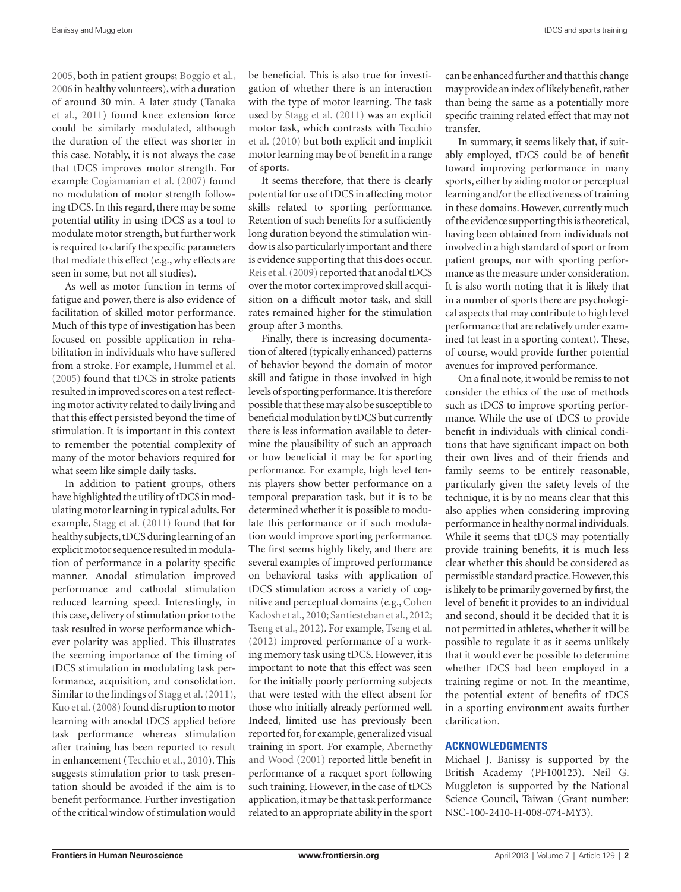2005, both in patient groups; Boggio et al., 2006 in healthy volunteers), with a duration of around 30 min. A later study (Tanaka et al., 2011) found knee extension force could be similarly modulated, although the duration of the effect was shorter in this case. Notably, it is not always the case that tDCS improves motor strength. For example Cogiamanian et al. (2007) found no modulation of motor strength following tDCS. In this regard, there may be some potential utility in using tDCS as a tool to modulate motor strength, but further work is required to clarify the specific parameters that mediate this effect (e.g., why effects are seen in some, but not all studies).

As well as motor function in terms of fatigue and power, there is also evidence of facilitation of skilled motor performance. Much of this type of investigation has been focused on possible application in rehabilitation in individuals who have suffered from a stroke. For example, Hummel et al. (2005) found that tDCS in stroke patients resulted in improved scores on a test reflecting motor activity related to daily living and that this effect persisted beyond the time of stimulation. It is important in this context to remember the potential complexity of many of the motor behaviors required for what seem like simple daily tasks.

In addition to patient groups, others have highlighted the utility of tDCS in modulating motor learning in typical adults. For example, Stagg et al. (2011) found that for healthy subjects, tDCS during learning of an explicit motor sequence resulted in modulation of performance in a polarity specific manner. Anodal stimulation improved performance and cathodal stimulation reduced learning speed. Interestingly, in this case, delivery of stimulation prior to the task resulted in worse performance whichever polarity was applied. This illustrates the seeming importance of the timing of tDCS stimulation in modulating task performance, acquisition, and consolidation. Similar to the findings of Stagg et al. (2011), Kuo et al. (2008) found disruption to motor learning with anodal tDCS applied before task performance whereas stimulation after training has been reported to result in enhancement (Tecchio et al., 2010). This suggests stimulation prior to task presentation should be avoided if the aim is to benefit performance. Further investigation of the critical window of stimulation would be beneficial. This is also true for investigation of whether there is an interaction with the type of motor learning. The task used by Stagg et al. (2011) was an explicit motor task, which contrasts with Tecchio et al. (2010) but both explicit and implicit motor learning may be of benefit in a range of sports.

It seems therefore, that there is clearly potential for use of tDCS in affecting motor skills related to sporting performance. Retention of such benefits for a sufficiently long duration beyond the stimulation window is also particularly important and there is evidence supporting that this does occur. Reis et al. (2009) reported that anodal tDCS over the motor cortex improved skill acquisition on a difficult motor task, and skill rates remained higher for the stimulation group after 3 months.

Finally, there is increasing documentation of altered (typically enhanced) patterns of behavior beyond the domain of motor skill and fatigue in those involved in high levels of sporting performance. It is therefore possible that these may also be susceptible to beneficial modulation by tDCS but currently there is less information available to determine the plausibility of such an approach or how beneficial it may be for sporting performance. For example, high level tennis players show better performance on a temporal preparation task, but it is to be determined whether it is possible to modulate this performance or if such modulation would improve sporting performance. The first seems highly likely, and there are several examples of improved performance on behavioral tasks with application of tDCS stimulation across a variety of cognitive and perceptual domains (e.g., Cohen Kadosh et al., 2010; Santiesteban et al., 2012; Tseng et al., 2012). For example, Tseng et al. (2012) improved performance of a working memory task using tDCS. However, it is important to note that this effect was seen for the initially poorly performing subjects that were tested with the effect absent for those who initially already performed well. Indeed, limited use has previously been reported for, for example, generalized visual training in sport. For example, Abernethy and Wood (2001) reported little benefit in performance of a racquet sport following such training. However, in the case of tDCS application, it may be that task performance related to an appropriate ability in the sport can be enhanced further and that this change may provide an index of likely benefit, rather than being the same as a potentially more specific training related effect that may not transfer.

In summary, it seems likely that, if suitably employed, tDCS could be of benefit toward improving performance in many sports, either by aiding motor or perceptual learning and/or the effectiveness of training in these domains. However, currently much of the evidence supporting this is theoretical, having been obtained from individuals not involved in a high standard of sport or from patient groups, nor with sporting performance as the measure under consideration. It is also worth noting that it is likely that in a number of sports there are psychological aspects that may contribute to high level performance that are relatively under examined (at least in a sporting context). These, of course, would provide further potential avenues for improved performance.

On a final note, it would be remiss to not consider the ethics of the use of methods such as tDCS to improve sporting performance. While the use of tDCS to provide benefit in individuals with clinical conditions that have significant impact on both their own lives and of their friends and family seems to be entirely reasonable, particularly given the safety levels of the technique, it is by no means clear that this also applies when considering improving performance in healthy normal individuals. While it seems that tDCS may potentially provide training benefits, it is much less clear whether this should be considered as permissible standard practice. However, this is likely to be primarily governed by first, the level of benefit it provides to an individual and second, should it be decided that it is not permitted in athletes, whether it will be possible to regulate it as it seems unlikely that it would ever be possible to determine whether tDCS had been employed in a training regime or not. In the meantime, the potential extent of benefits of tDCS in a sporting environment awaits further clarification.

## ACKNOWLEDGMENTS

Michael J. Banissy is supported by the British Academy (PF100123). Neil G. Muggleton is supported by the National Science Council, Taiwan (Grant number: NSC-100-2410-H-008-074-MY3).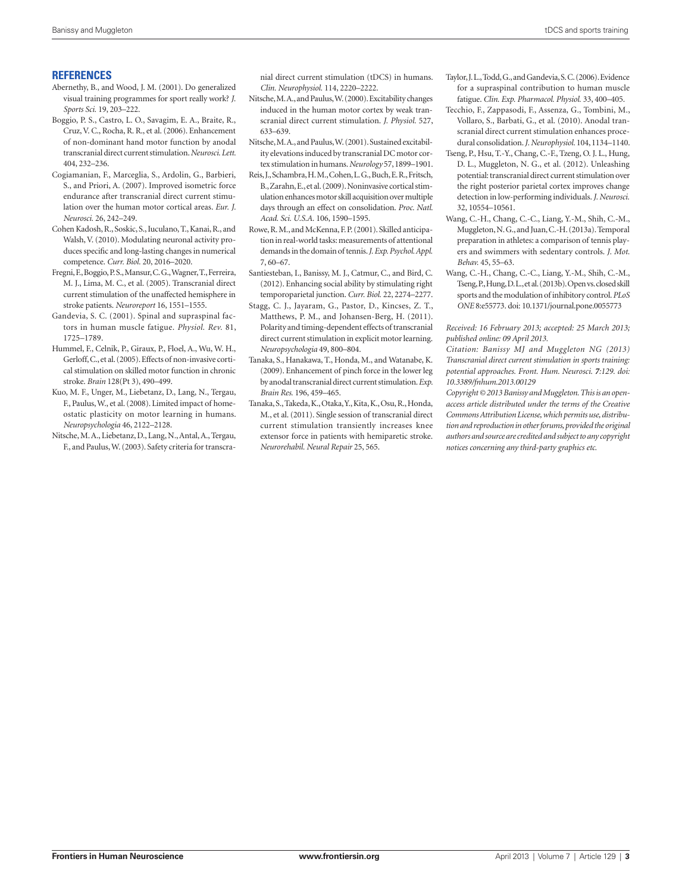## REFERENCES

Abernethy, B., and Wood, J. M. (2001). Do generalized visual training programmes for sport really work? *J. Sports Sci.* 19, 203–222.

Boggio, P. S., Castro, L. O., Savagim, E. A., Braite, R., Cruz, V. C., Rocha, R. R., et al. (2006). Enhancement of non-dominant hand motor function by anodal transcranial direct current stimulation. *Neurosci. Lett.* 404, 232–236.

Cogiamanian, F., Marceglia, S., Ardolin, G., Barbieri, S., and Priori, A. (2007). Improved isometric force endurance after transcranial direct current stimulation over the human motor cortical areas. *Eur. J. Neurosci.* 26, 242–249.

Cohen Kadosh, R., Soskic, S., Iuculano, T., Kanai, R., and Walsh, V. (2010). Modulating neuronal activity produces specific and long-lasting changes in numerical competence. *Curr. Biol.* 20, 2016–2020.

Fregni, F., Boggio, P. S., Mansur, C. G., Wagner, T., Ferreira, M. J., Lima, M. C., et al. (2005). Transcranial direct current stimulation of the unaffected hemisphere in stroke patients. *Neuroreport* 16, 1551–1555.

Gandevia, S. C. (2001). Spinal and supraspinal factors in human muscle fatigue. *Physiol. Rev.* 81, 1725–1789.

Hummel, F., Celnik, P., Giraux, P., Floel, A., Wu, W. H., Gerloff, C., et al. (2005). Effects of non-invasive cortical stimulation on skilled motor function in chronic stroke. *Brain* 128(Pt 3), 490–499.

Kuo, M. F., Unger, M., Liebetanz, D., Lang, N., Tergau, F., Paulus, W., et al. (2008). Limited impact of homeostatic plasticity on motor learning in humans. *Neuropsychologia* 46, 2122–2128.

Nitsche, M. A., Liebetanz, D., Lang, N., Antal, A., Tergau, F., and Paulus, W. (2003). Safety criteria for transcranial direct current stimulation (tDCS) in humans. *Clin. Neurophysiol.* 114, 2220–2222.

Nitsche, M. A., and Paulus, W. (2000). Excitability changes induced in the human motor cortex by weak transcranial direct current stimulation. *J. Physiol.* 527, 633–639.

Nitsche, M. A., and Paulus, W. (2001). Sustained excitability elevations induced by transcranial DC motor cortex stimulation in humans. *Neurology* 57, 1899–1901.

Reis, J., Schambra, H. M., Cohen, L. G., Buch, E. R., Fritsch, B., Zarahn, E., et al. (2009). Noninvasive cortical stimulation enhances motor skill acquisition over multiple days through an effect on consolidation. *Proc. Natl. Acad. Sci. U.S.A.* 106, 1590–1595.

Rowe, R. M., and McKenna, F. P. (2001). Skilled anticipation in real-world tasks: measurements of attentional demands in the domain of tennis. *J. Exp. Psychol. Appl.* 7, 60–67.

Santiesteban, I., Banissy, M. J., Catmur, C., and Bird, C. (2012). Enhancing social ability by stimulating right temporoparietal junction. *Curr. Biol.* 22, 2274–2277.

Stagg, C. J., Jayaram, G., Pastor, D., Kincses, Z. T., Matthews, P. M., and Johansen-Berg, H. (2011). Polarity and timing-dependent effects of transcranial direct current stimulation in explicit motor learning. *Neuropsychologia* 49, 800–804.

Tanaka, S., Hanakawa, T., Honda, M., and Watanabe, K. (2009). Enhancement of pinch force in the lower leg by anodal transcranial direct current stimulation. *Exp. Brain Res.* 196, 459–465.

Tanaka, S., Takeda, K., Otaka, Y., Kita, K., Osu, R., Honda, M., et al. (2011). Single session of transcranial direct current stimulation transiently increases knee extensor force in patients with hemiparetic stroke. *Neurorehabil. Neural Repair* 25, 565.

Taylor, J. L., Todd, G., and Gandevia, S. C. (2006). Evidence for a supraspinal contribution to human muscle fatigue. *Clin. Exp. Pharmacol. Physiol.* 33, 400–405.

Tecchio, F., Zappasodi, F., Assenza, G., Tombini, M., Vollaro, S., Barbati, G., et al. (2010). Anodal transcranial direct current stimulation enhances procedural consolidation. *J. Neurophysiol.* 104, 1134–1140.

Tseng, P., Hsu, T.-Y., Chang, C.-F., Tzeng, O. J. L., Hung, D. L., Muggleton, N. G., et al. (2012). Unleashing potential: transcranial direct current stimulation over the right posterior parietal cortex improves change detection in low-performing individuals. *J. Neurosci.* 32, 10554–10561.

Wang, C.-H., Chang, C.-C., Liang, Y.-M., Shih, C.-M., Muggleton, N. G., and Juan, C.-H. (2013a). Temporal preparation in athletes: a comparison of tennis players and swimmers with sedentary controls. *J. Mot. Behav.* 45, 55–63.

Wang, C.-H., Chang, C.-C., Liang, Y.-M., Shih, C.-M., Tseng, P., Hung, D. L., et al. (2013b). Open vs. closed skill sports and the modulation of inhibitory control. *PLoS ONE* 8:e55773. doi: 10.1371/journal.pone.0055773

*Received: 16 February 2013; accepted: 25 March 2013; published online: 09 April 2013.*

*Citation: Banissy MJ and Muggleton NG (2013) Transcranial direct current stimulation in sports training: potential approaches. Front. Hum. Neurosci. **7**:129. doi: 10.3389/fnhum.2013.00129*

*Copyright © 2013 Banissy and Muggleton. This is an open-access article distributed under the terms of the Creative Commons Attribution License, which permits use, distribution and reproduction in other forums, provided the original authors and source are credited and subject to any copyright notices concerning any third-party graphics etc.*